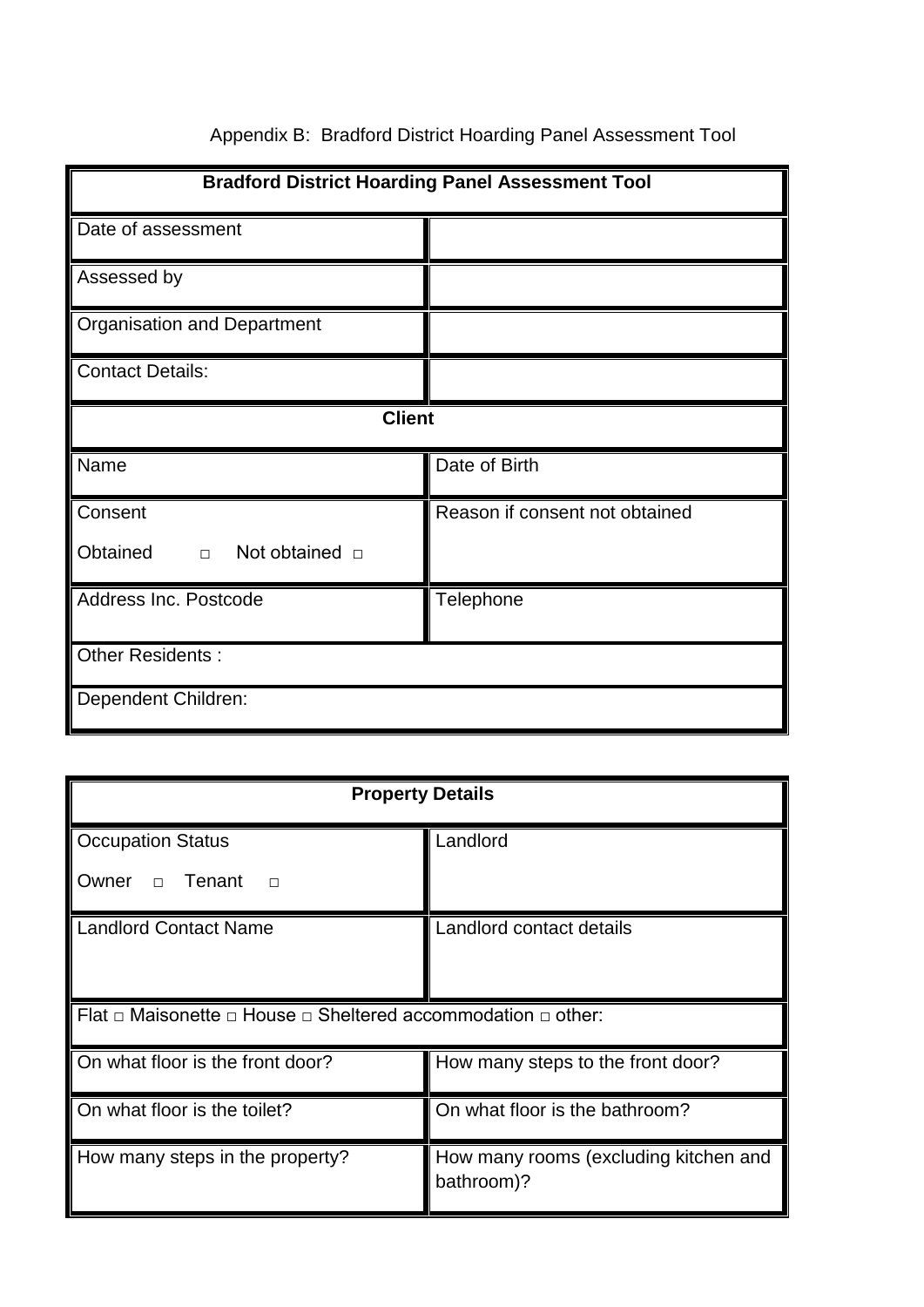Appendix B: Bradford District Hoarding Panel Assessment Tool

| **Bradford District Hoarding Panel Assessment Tool** | |
|---|---|
| Date of assessment | |
| Assessed by | |
| Organisation and Department | |
| Contact Details: | |
| **Client** | |
| Name | Date of Birth |
| Consent<br><br>Obtained □ Not obtained □ | Reason if consent not obtained |
| Address Inc. Postcode | Telephone |
| Other Residents : | |
| Dependent Children: | |

| **Property Details** | |
|---|---|
| Occupation Status<br><br>Owner □ Tenant □ | Landlord |
| Landlord Contact Name | Landlord contact details |
| Flat □ Maisonette □ House □ Sheltered accommodation □ other: | |
| On what floor is the front door? | How many steps to the front door? |
| On what floor is the toilet? | On what floor is the bathroom? |
| How many steps in the property? | How many rooms (excluding kitchen and bathroom)? |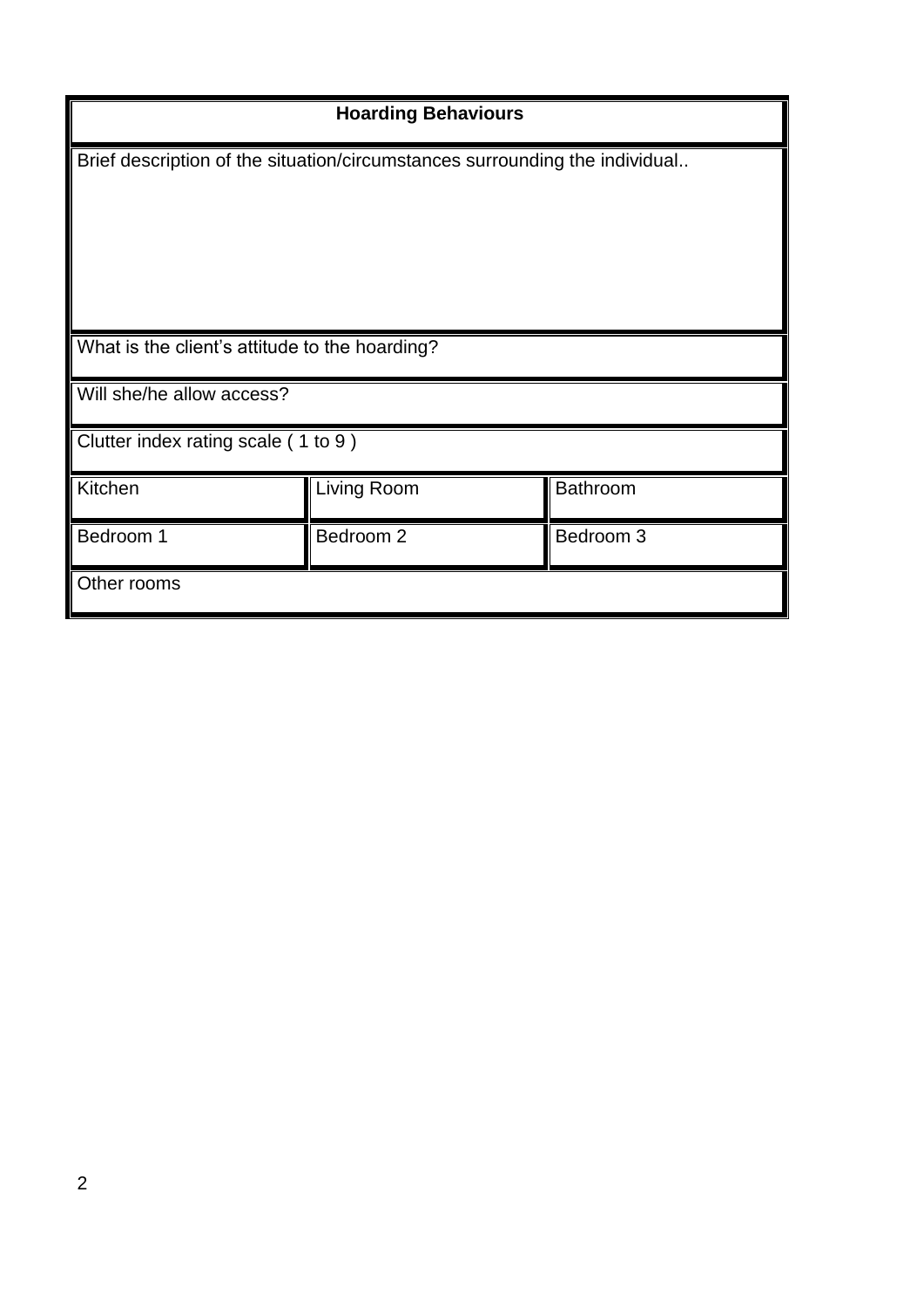| **Hoarding Behaviours** | | |
|---|---|---|
| Brief description of the situation/circumstances surrounding the individual.. | | |
| What is the client's attitude to the hoarding? | | |
| Will she/he allow access? | | |
| Clutter index rating scale ( 1 to 9 ) | | |
| Kitchen | Living Room | Bathroom |
| Bedroom 1 | Bedroom 2 | Bedroom 3 |
| Other rooms | | |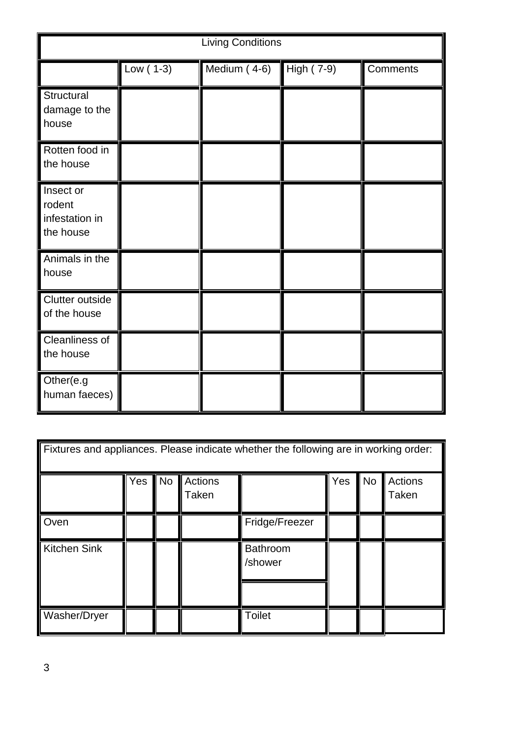| Living Conditions | | | | |
|---|---|---|---|---|
| | Low ( 1-3) | Medium ( 4-6) | High ( 7-9) | Comments |
| Structural damage to the house | | | | |
| Rotten food in the house | | | | |
| Insect or rodent infestation in the house | | | | |
| Animals in the house | | | | |
| Clutter outside of the house | | | | |
| Cleanliness of the house | | | | |
| Other(e.g human faeces) | | | | |

| Fixtures and appliances. Please indicate whether the following are in working order: | | | | | | | |
|---|---|---|---|---|---|---|---|
| | Yes | No | Actions Taken | | Yes | No | Actions Taken |
| Oven | | | | Fridge/Freezer | | | |
| Kitchen Sink | | | | Bathroom /shower | | | |
| Washer/Dryer | | | | Toilet | | | |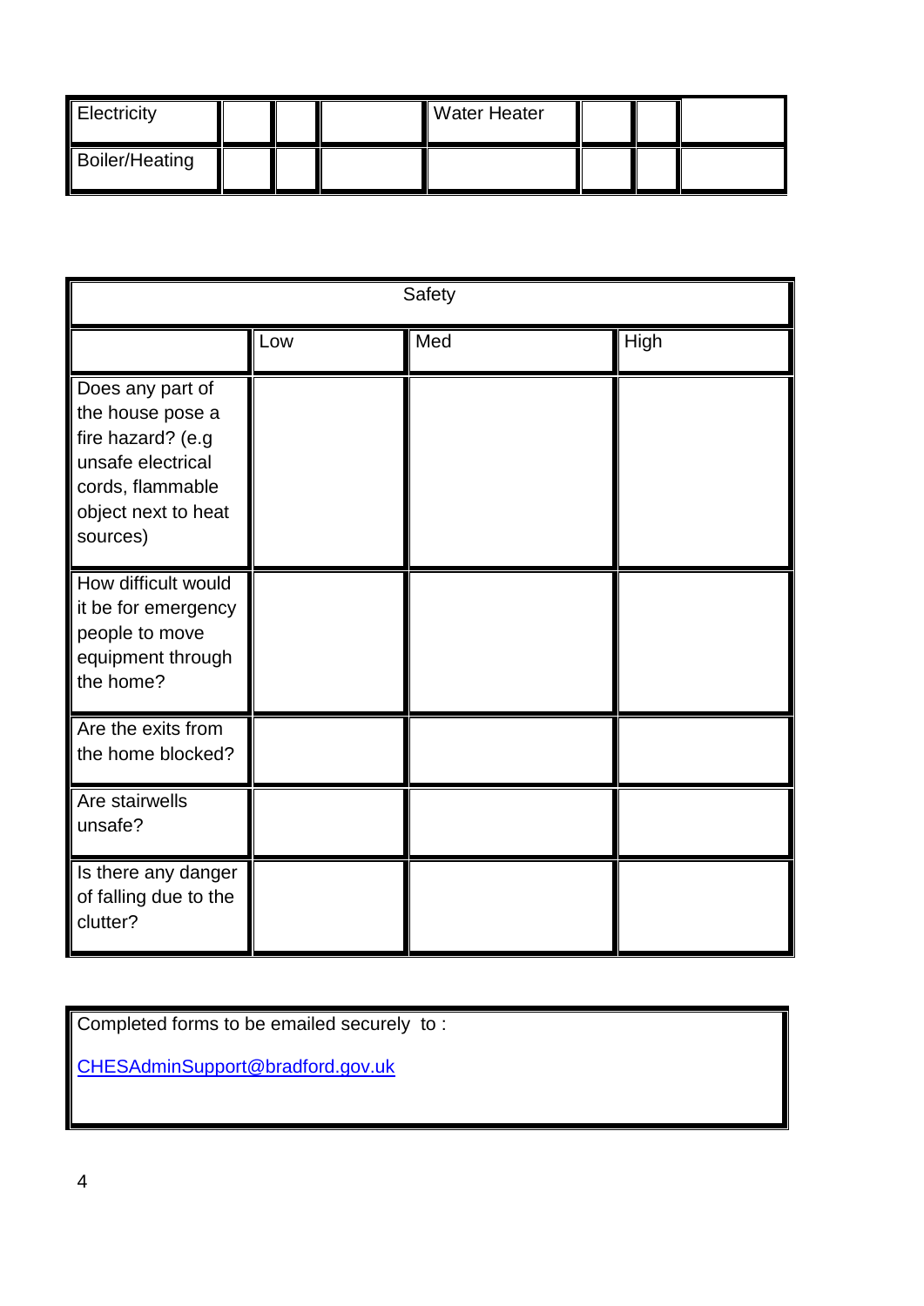| | | | | | | | |
|---|---|---|---|---|---|---|---|
| Electricity | | | | Water Heater | | | |
| Boiler/Heating | | | | | | | |

| Safety | | | |
|---|---|---|---|
| | Low | Med | High |
| Does any part of the house pose a fire hazard? (e.g unsafe electrical cords, flammable object next to heat sources) | | | |
| How difficult would it be for emergency people to move equipment through the home? | | | |
| Are the exits from the home blocked? | | | |
| Are stairwells unsafe? | | | |
| Is there any danger of falling due to the clutter? | | | |

Completed forms to be emailed securely to :

CHESAdminSupport@bradford.gov.uk